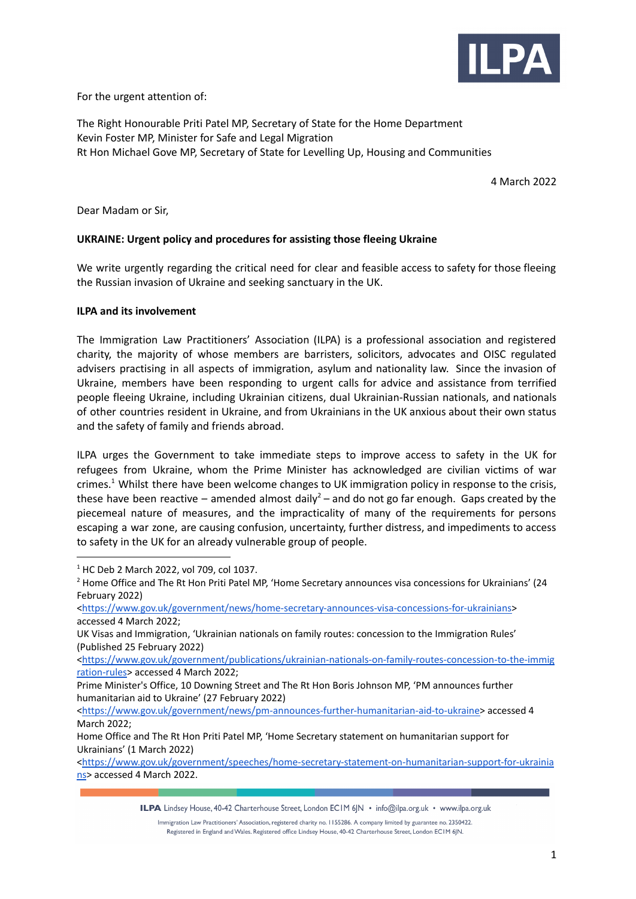For the urgent attention of:

The Right Honourable Priti Patel MP, Secretary of State for the Home Department
Kevin Foster MP, Minister for Safe and Legal Migration
Rt Hon Michael Gove MP, Secretary of State for Levelling Up, Housing and Communities

4 March 2022

Dear Madam or Sir,

**UKRAINE: Urgent policy and procedures for assisting those fleeing Ukraine**

We write urgently regarding the critical need for clear and feasible access to safety for those fleeing the Russian invasion of Ukraine and seeking sanctuary in the UK.

**ILPA and its involvement**

The Immigration Law Practitioners' Association (ILPA) is a professional association and registered charity, the majority of whose members are barristers, solicitors, advocates and OISC regulated advisers practising in all aspects of immigration, asylum and nationality law. Since the invasion of Ukraine, members have been responding to urgent calls for advice and assistance from terrified people fleeing Ukraine, including Ukrainian citizens, dual Ukrainian-Russian nationals, and nationals of other countries resident in Ukraine, and from Ukrainians in the UK anxious about their own status and the safety of family and friends abroad.

ILPA urges the Government to take immediate steps to improve access to safety in the UK for refugees from Ukraine, whom the Prime Minister has acknowledged are civilian victims of war crimes.[1] Whilst there have been welcome changes to UK immigration policy in response to the crisis, these have been reactive – amended almost daily[2] – and do not go far enough. Gaps created by the piecemeal nature of measures, and the impracticality of many of the requirements for persons escaping a war zone, are causing confusion, uncertainty, further distress, and impediments to access to safety in the UK for an already vulnerable group of people.

---

[1] HC Deb 2 March 2022, vol 709, col 1037.

[2] Home Office and The Rt Hon Priti Patel MP, 'Home Secretary announces visa concessions for Ukrainians' (24 February 2022) <https://www.gov.uk/government/news/home-secretary-announces-visa-concessions-for-ukrainians> accessed 4 March 2022;
UK Visas and Immigration, 'Ukrainian nationals on family routes: concession to the Immigration Rules' (Published 25 February 2022) <https://www.gov.uk/government/publications/ukrainian-nationals-on-family-routes-concession-to-the-immigration-rules> accessed 4 March 2022;
Prime Minister's Office, 10 Downing Street and The Rt Hon Boris Johnson MP, 'PM announces further humanitarian aid to Ukraine' (27 February 2022) <https://www.gov.uk/government/news/pm-announces-further-humanitarian-aid-to-ukraine> accessed 4 March 2022;
Home Office and The Rt Hon Priti Patel MP, 'Home Secretary statement on humanitarian support for Ukrainians' (1 March 2022) <https://www.gov.uk/government/speeches/home-secretary-statement-on-humanitarian-support-for-ukrainians> accessed 4 March 2022.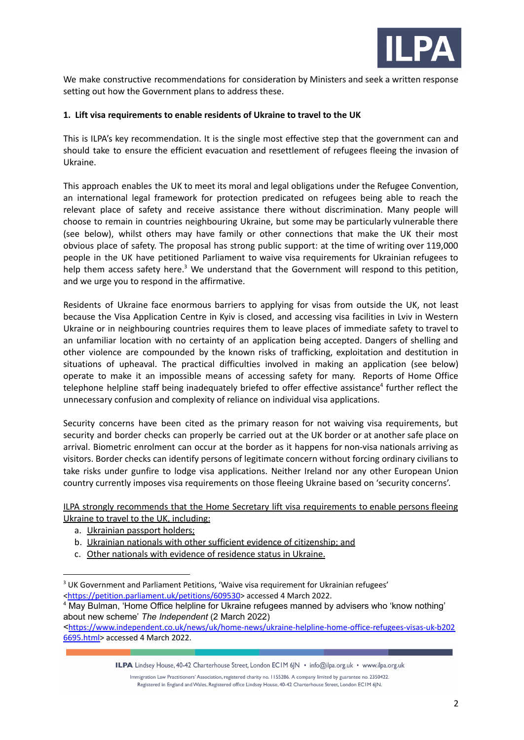We make constructive recommendations for consideration by Ministers and seek a written response setting out how the Government plans to address these.

**1. Lift visa requirements to enable residents of Ukraine to travel to the UK**

This is ILPA's key recommendation. It is the single most effective step that the government can and should take to ensure the efficient evacuation and resettlement of refugees fleeing the invasion of Ukraine.

This approach enables the UK to meet its moral and legal obligations under the Refugee Convention, an international legal framework for protection predicated on refugees being able to reach the relevant place of safety and receive assistance there without discrimination. Many people will choose to remain in countries neighbouring Ukraine, but some may be particularly vulnerable there (see below), whilst others may have family or other connections that make the UK their most obvious place of safety. The proposal has strong public support: at the time of writing over 119,000 people in the UK have petitioned Parliament to waive visa requirements for Ukrainian refugees to help them access safety here.[3] We understand that the Government will respond to this petition, and we urge you to respond in the affirmative.

Residents of Ukraine face enormous barriers to applying for visas from outside the UK, not least because the Visa Application Centre in Kyiv is closed, and accessing visa facilities in Lviv in Western Ukraine or in neighbouring countries requires them to leave places of immediate safety to travel to an unfamiliar location with no certainty of an application being accepted. Dangers of shelling and other violence are compounded by the known risks of trafficking, exploitation and destitution in situations of upheaval. The practical difficulties involved in making an application (see below) operate to make it an impossible means of accessing safety for many. Reports of Home Office telephone helpline staff being inadequately briefed to offer effective assistance[4] further reflect the unnecessary confusion and complexity of reliance on individual visa applications.

Security concerns have been cited as the primary reason for not waiving visa requirements, but security and border checks can properly be carried out at the UK border or at another safe place on arrival. Biometric enrolment can occur at the border as it happens for non-visa nationals arriving as visitors. Border checks can identify persons of legitimate concern without forcing ordinary civilians to take risks under gunfire to lodge visa applications. Neither Ireland nor any other European Union country currently imposes visa requirements on those fleeing Ukraine based on 'security concerns'.

<u>ILPA strongly recommends that the Home Secretary lift visa requirements to enable persons fleeing Ukraine to travel to the UK, including:</u>

a. <u>Ukrainian passport holders;</u>
b. <u>Ukrainian nationals with other sufficient evidence of citizenship; and</u>
c. <u>Other nationals with evidence of residence status in Ukraine.</u>

---

[3] UK Government and Parliament Petitions, 'Waive visa requirement for Ukrainian refugees' <https://petition.parliament.uk/petitions/609530> accessed 4 March 2022.

[4] May Bulman, 'Home Office helpline for Ukraine refugees manned by advisers who 'know nothing' about new scheme' *The Independent* (2 March 2022) <https://www.independent.co.uk/news/uk/home-news/ukraine-helpline-home-office-refugees-visas-uk-b2026695.html> accessed 4 March 2022.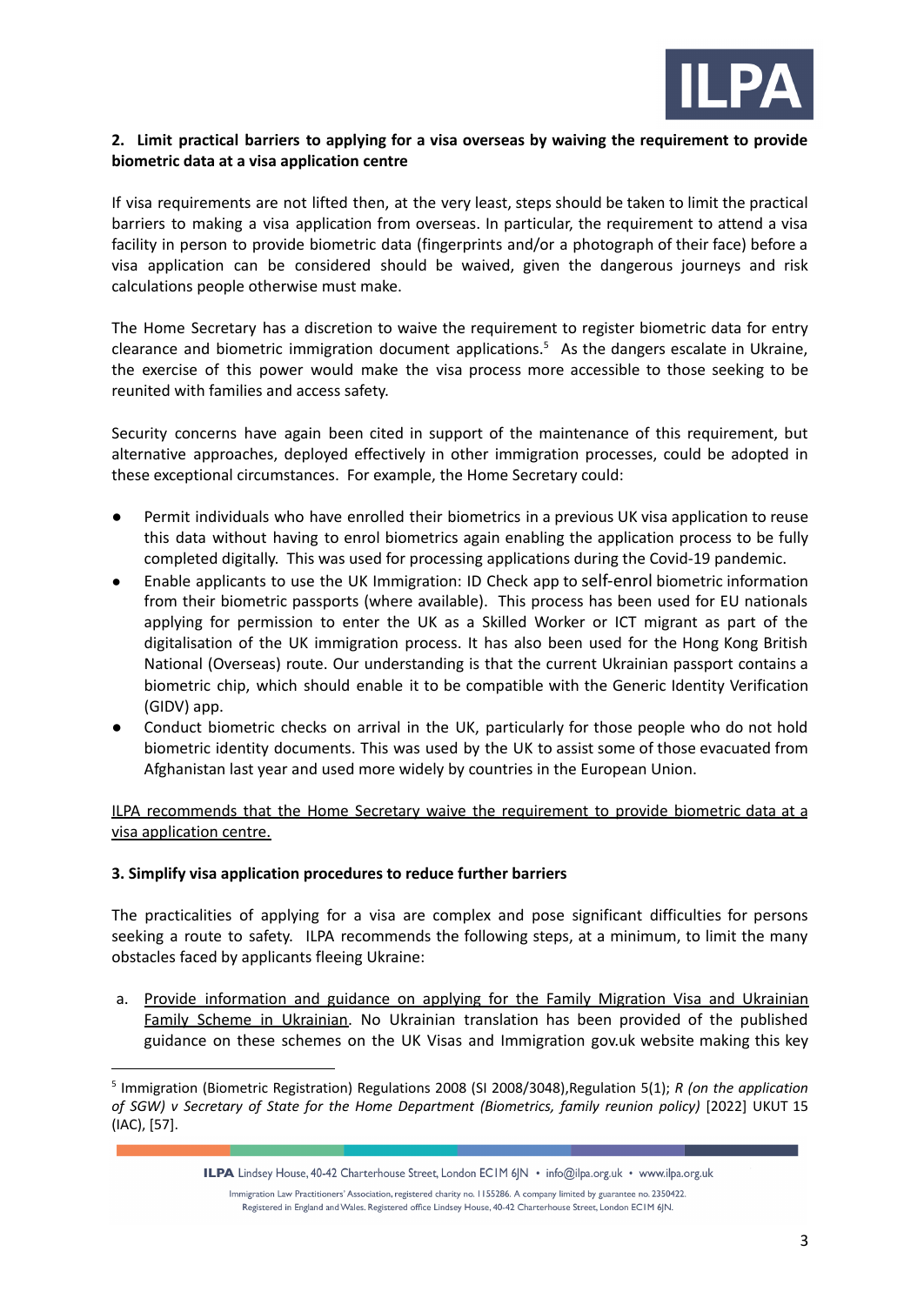**2. Limit practical barriers to applying for a visa overseas by waiving the requirement to provide biometric data at a visa application centre**

If visa requirements are not lifted then, at the very least, steps should be taken to limit the practical barriers to making a visa application from overseas. In particular, the requirement to attend a visa facility in person to provide biometric data (fingerprints and/or a photograph of their face) before a visa application can be considered should be waived, given the dangerous journeys and risk calculations people otherwise must make.

The Home Secretary has a discretion to waive the requirement to register biometric data for entry clearance and biometric immigration document applications.[5] As the dangers escalate in Ukraine, the exercise of this power would make the visa process more accessible to those seeking to be reunited with families and access safety.

Security concerns have again been cited in support of the maintenance of this requirement, but alternative approaches, deployed effectively in other immigration processes, could be adopted in these exceptional circumstances. For example, the Home Secretary could:

- Permit individuals who have enrolled their biometrics in a previous UK visa application to reuse this data without having to enrol biometrics again enabling the application process to be fully completed digitally. This was used for processing applications during the Covid-19 pandemic.
- Enable applicants to use the UK Immigration: ID Check app to self-enrol biometric information from their biometric passports (where available). This process has been used for EU nationals applying for permission to enter the UK as a Skilled Worker or ICT migrant as part of the digitalisation of the UK immigration process. It has also been used for the Hong Kong British National (Overseas) route. Our understanding is that the current Ukrainian passport contains a biometric chip, which should enable it to be compatible with the Generic Identity Verification (GIDV) app.
- Conduct biometric checks on arrival in the UK, particularly for those people who do not hold biometric identity documents. This was used by the UK to assist some of those evacuated from Afghanistan last year and used more widely by countries in the European Union.

<u>ILPA recommends that the Home Secretary waive the requirement to provide biometric data at a visa application centre.</u>

**3. Simplify visa application procedures to reduce further barriers**

The practicalities of applying for a visa are complex and pose significant difficulties for persons seeking a route to safety. ILPA recommends the following steps, at a minimum, to limit the many obstacles faced by applicants fleeing Ukraine:

a. <u>Provide information and guidance on applying for the Family Migration Visa and Ukrainian Family Scheme in Ukrainian</u>. No Ukrainian translation has been provided of the published guidance on these schemes on the UK Visas and Immigration gov.uk website making this key

---

[5] Immigration (Biometric Registration) Regulations 2008 (SI 2008/3048),Regulation 5(1); *R (on the application of SGW) v Secretary of State for the Home Department (Biometrics, family reunion policy)* [2022] UKUT 15 (IAC), [57].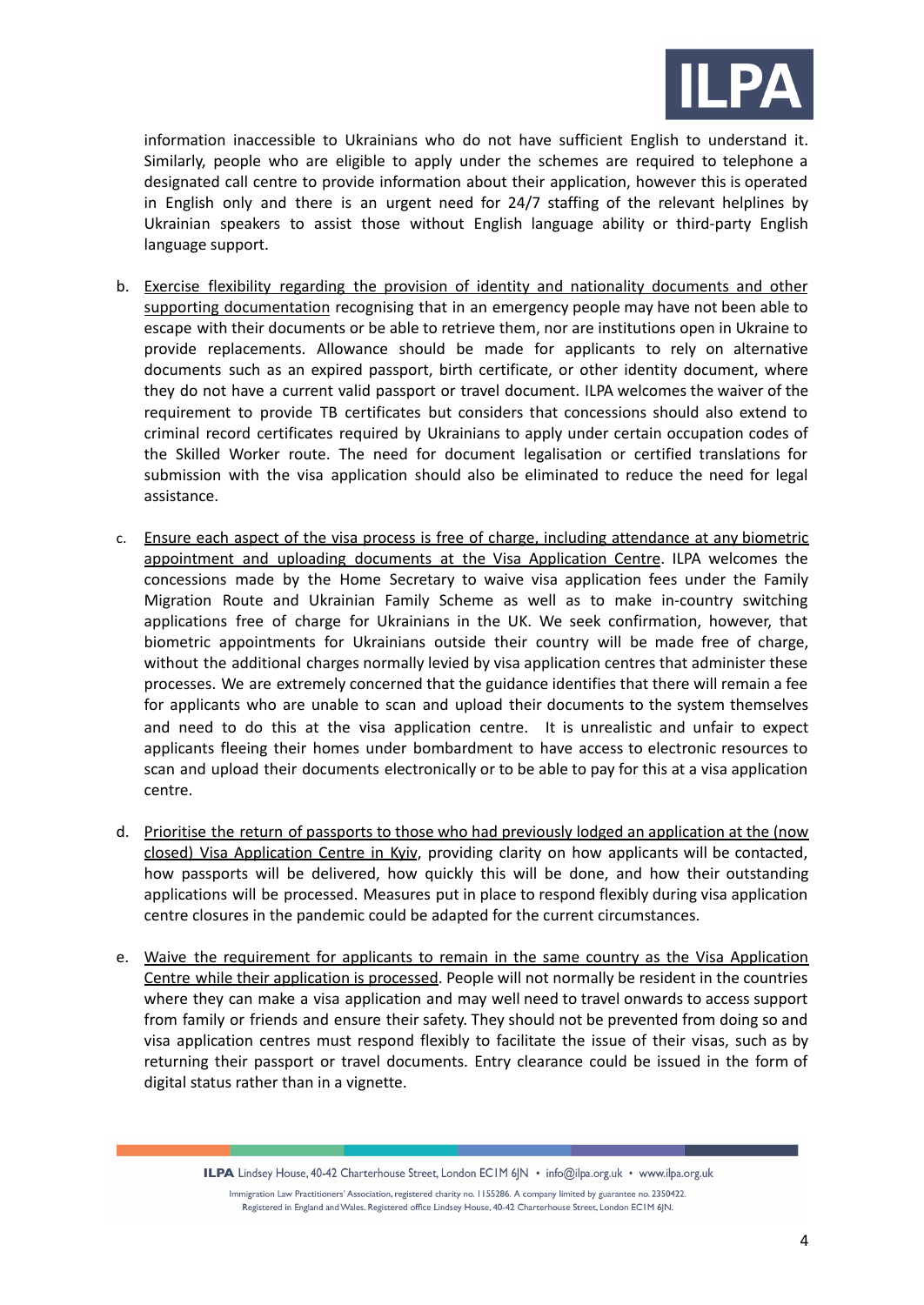information inaccessible to Ukrainians who do not have sufficient English to understand it. Similarly, people who are eligible to apply under the schemes are required to telephone a designated call centre to provide information about their application, however this is operated in English only and there is an urgent need for 24/7 staffing of the relevant helplines by Ukrainian speakers to assist those without English language ability or third-party English language support.

b. Exercise flexibility regarding the provision of identity and nationality documents and other supporting documentation recognising that in an emergency people may have not been able to escape with their documents or be able to retrieve them, nor are institutions open in Ukraine to provide replacements. Allowance should be made for applicants to rely on alternative documents such as an expired passport, birth certificate, or other identity document, where they do not have a current valid passport or travel document. ILPA welcomes the waiver of the requirement to provide TB certificates but considers that concessions should also extend to criminal record certificates required by Ukrainians to apply under certain occupation codes of the Skilled Worker route. The need for document legalisation or certified translations for submission with the visa application should also be eliminated to reduce the need for legal assistance.

c. Ensure each aspect of the visa process is free of charge, including attendance at any biometric appointment and uploading documents at the Visa Application Centre. ILPA welcomes the concessions made by the Home Secretary to waive visa application fees under the Family Migration Route and Ukrainian Family Scheme as well as to make in-country switching applications free of charge for Ukrainians in the UK. We seek confirmation, however, that biometric appointments for Ukrainians outside their country will be made free of charge, without the additional charges normally levied by visa application centres that administer these processes. We are extremely concerned that the guidance identifies that there will remain a fee for applicants who are unable to scan and upload their documents to the system themselves and need to do this at the visa application centre. It is unrealistic and unfair to expect applicants fleeing their homes under bombardment to have access to electronic resources to scan and upload their documents electronically or to be able to pay for this at a visa application centre.

d. Prioritise the return of passports to those who had previously lodged an application at the (now closed) Visa Application Centre in Kyiv, providing clarity on how applicants will be contacted, how passports will be delivered, how quickly this will be done, and how their outstanding applications will be processed. Measures put in place to respond flexibly during visa application centre closures in the pandemic could be adapted for the current circumstances.

e. Waive the requirement for applicants to remain in the same country as the Visa Application Centre while their application is processed. People will not normally be resident in the countries where they can make a visa application and may well need to travel onwards to access support from family or friends and ensure their safety. They should not be prevented from doing so and visa application centres must respond flexibly to facilitate the issue of their visas, such as by returning their passport or travel documents. Entry clearance could be issued in the form of digital status rather than in a vignette.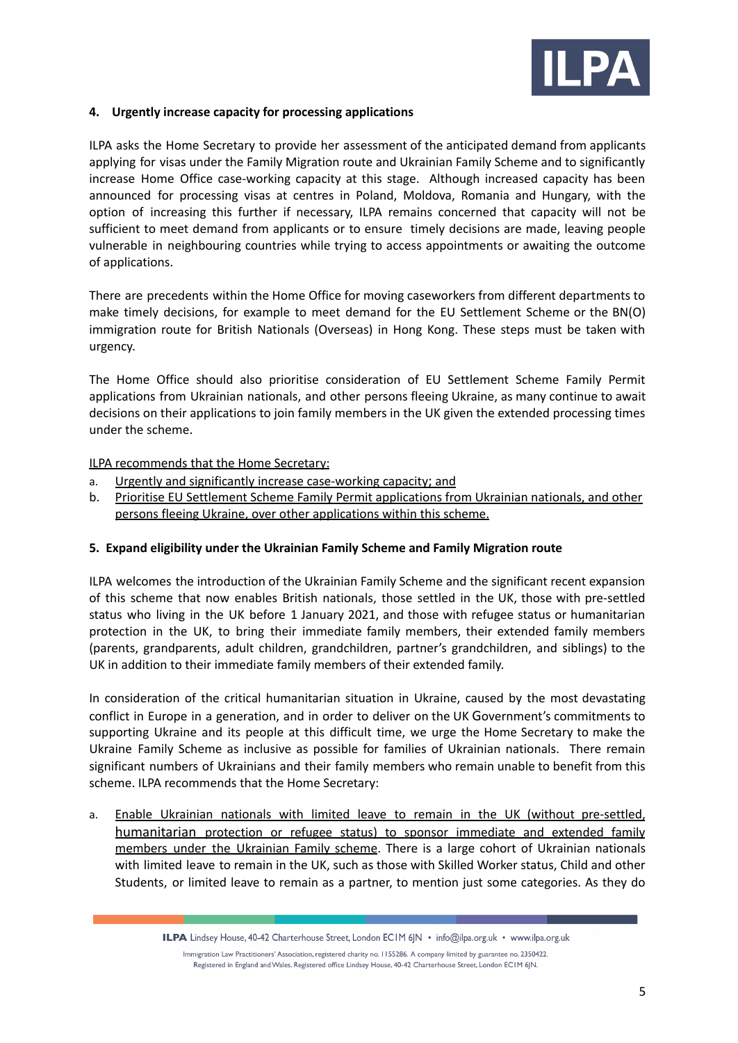#### 4. Urgently increase capacity for processing applications

ILPA asks the Home Secretary to provide her assessment of the anticipated demand from applicants applying for visas under the Family Migration route and Ukrainian Family Scheme and to significantly increase Home Office case-working capacity at this stage. Although increased capacity has been announced for processing visas at centres in Poland, Moldova, Romania and Hungary, with the option of increasing this further if necessary, ILPA remains concerned that capacity will not be sufficient to meet demand from applicants or to ensure timely decisions are made, leaving people vulnerable in neighbouring countries while trying to access appointments or awaiting the outcome of applications.

There are precedents within the Home Office for moving caseworkers from different departments to make timely decisions, for example to meet demand for the EU Settlement Scheme or the BN(O) immigration route for British Nationals (Overseas) in Hong Kong. These steps must be taken with urgency.

The Home Office should also prioritise consideration of EU Settlement Scheme Family Permit applications from Ukrainian nationals, and other persons fleeing Ukraine, as many continue to await decisions on their applications to join family members in the UK given the extended processing times under the scheme.

<u>ILPA recommends that the Home Secretary:</u>

a. <u>Urgently and significantly increase case-working capacity; and</u>
b. <u>Prioritise EU Settlement Scheme Family Permit applications from Ukrainian nationals, and other persons fleeing Ukraine, over other applications within this scheme.</u>

#### 5. Expand eligibility under the Ukrainian Family Scheme and Family Migration route

ILPA welcomes the introduction of the Ukrainian Family Scheme and the significant recent expansion of this scheme that now enables British nationals, those settled in the UK, those with pre-settled status who living in the UK before 1 January 2021, and those with refugee status or humanitarian protection in the UK, to bring their immediate family members, their extended family members (parents, grandparents, adult children, grandchildren, partner's grandchildren, and siblings) to the UK in addition to their immediate family members of their extended family.

In consideration of the critical humanitarian situation in Ukraine, caused by the most devastating conflict in Europe in a generation, and in order to deliver on the UK Government's commitments to supporting Ukraine and its people at this difficult time, we urge the Home Secretary to make the Ukraine Family Scheme as inclusive as possible for families of Ukrainian nationals. There remain significant numbers of Ukrainians and their family members who remain unable to benefit from this scheme. ILPA recommends that the Home Secretary:

a. <u>Enable Ukrainian nationals with limited leave to remain in the UK (without pre-settled, humanitarian protection or refugee status) to sponsor immediate and extended family members under the Ukrainian Family scheme</u>. There is a large cohort of Ukrainian nationals with limited leave to remain in the UK, such as those with Skilled Worker status, Child and other Students, or limited leave to remain as a partner, to mention just some categories. As they do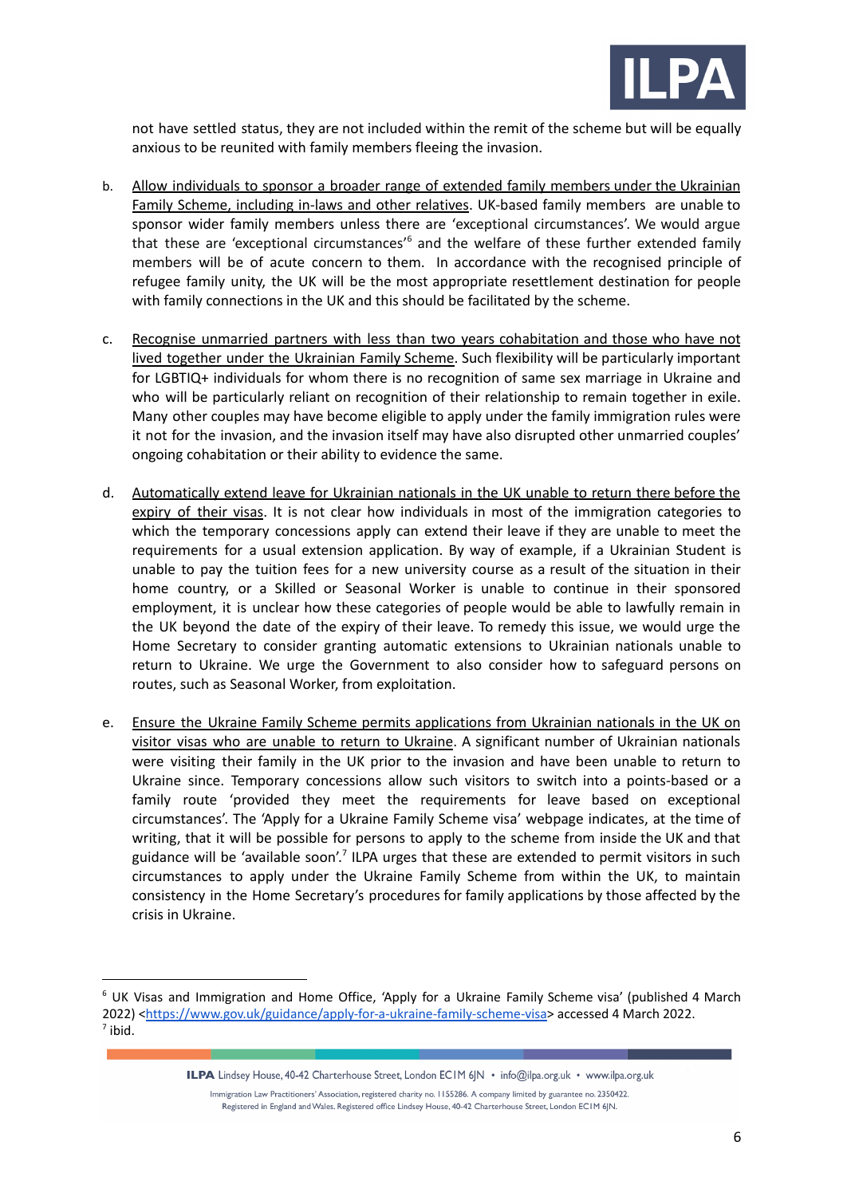not have settled status, they are not included within the remit of the scheme but will be equally anxious to be reunited with family members fleeing the invasion.

b. Allow individuals to sponsor a broader range of extended family members under the Ukrainian Family Scheme, including in-laws and other relatives. UK-based family members are unable to sponsor wider family members unless there are 'exceptional circumstances'. We would argue that these are 'exceptional circumstances'[6] and the welfare of these further extended family members will be of acute concern to them. In accordance with the recognised principle of refugee family unity, the UK will be the most appropriate resettlement destination for people with family connections in the UK and this should be facilitated by the scheme.

c. Recognise unmarried partners with less than two years cohabitation and those who have not lived together under the Ukrainian Family Scheme. Such flexibility will be particularly important for LGBTIQ+ individuals for whom there is no recognition of same sex marriage in Ukraine and who will be particularly reliant on recognition of their relationship to remain together in exile. Many other couples may have become eligible to apply under the family immigration rules were it not for the invasion, and the invasion itself may have also disrupted other unmarried couples' ongoing cohabitation or their ability to evidence the same.

d. Automatically extend leave for Ukrainian nationals in the UK unable to return there before the expiry of their visas. It is not clear how individuals in most of the immigration categories to which the temporary concessions apply can extend their leave if they are unable to meet the requirements for a usual extension application. By way of example, if a Ukrainian Student is unable to pay the tuition fees for a new university course as a result of the situation in their home country, or a Skilled or Seasonal Worker is unable to continue in their sponsored employment, it is unclear how these categories of people would be able to lawfully remain in the UK beyond the date of the expiry of their leave. To remedy this issue, we would urge the Home Secretary to consider granting automatic extensions to Ukrainian nationals unable to return to Ukraine. We urge the Government to also consider how to safeguard persons on routes, such as Seasonal Worker, from exploitation.

e. Ensure the Ukraine Family Scheme permits applications from Ukrainian nationals in the UK on visitor visas who are unable to return to Ukraine. A significant number of Ukrainian nationals were visiting their family in the UK prior to the invasion and have been unable to return to Ukraine since. Temporary concessions allow such visitors to switch into a points-based or a family route 'provided they meet the requirements for leave based on exceptional circumstances'. The 'Apply for a Ukraine Family Scheme visa' webpage indicates, at the time of writing, that it will be possible for persons to apply to the scheme from inside the UK and that guidance will be 'available soon'.[7] ILPA urges that these are extended to permit visitors in such circumstances to apply under the Ukraine Family Scheme from within the UK, to maintain consistency in the Home Secretary's procedures for family applications by those affected by the crisis in Ukraine.

---

[6] UK Visas and Immigration and Home Office, 'Apply for a Ukraine Family Scheme visa' (published 4 March 2022) <https://www.gov.uk/guidance/apply-for-a-ukraine-family-scheme-visa> accessed 4 March 2022.

[7] ibid.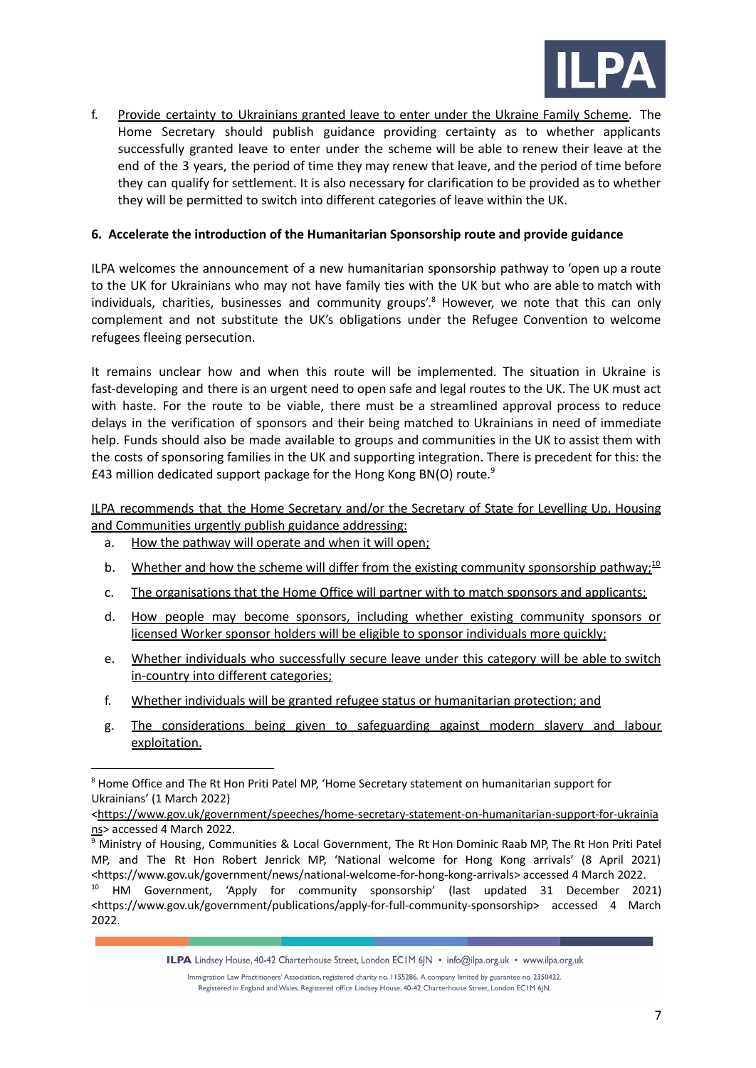f. Provide certainty to Ukrainians granted leave to enter under the Ukraine Family Scheme. The Home Secretary should publish guidance providing certainty as to whether applicants successfully granted leave to enter under the scheme will be able to renew their leave at the end of the 3 years, the period of time they may renew that leave, and the period of time before they can qualify for settlement. It is also necessary for clarification to be provided as to whether they will be permitted to switch into different categories of leave within the UK.

**6. Accelerate the introduction of the Humanitarian Sponsorship route and provide guidance**

ILPA welcomes the announcement of a new humanitarian sponsorship pathway to 'open up a route to the UK for Ukrainians who may not have family ties with the UK but who are able to match with individuals, charities, businesses and community groups'.[8] However, we note that this can only complement and not substitute the UK's obligations under the Refugee Convention to welcome refugees fleeing persecution.

It remains unclear how and when this route will be implemented. The situation in Ukraine is fast-developing and there is an urgent need to open safe and legal routes to the UK. The UK must act with haste. For the route to be viable, there must be a streamlined approval process to reduce delays in the verification of sponsors and their being matched to Ukrainians in need of immediate help. Funds should also be made available to groups and communities in the UK to assist them with the costs of sponsoring families in the UK and supporting integration. There is precedent for this: the £43 million dedicated support package for the Hong Kong BN(O) route.[9]

ILPA recommends that the Home Secretary and/or the Secretary of State for Levelling Up, Housing and Communities urgently publish guidance addressing:

a. How the pathway will operate and when it will open;

b. Whether and how the scheme will differ from the existing community sponsorship pathway;[10]

c. The organisations that the Home Office will partner with to match sponsors and applicants;

d. How people may become sponsors, including whether existing community sponsors or licensed Worker sponsor holders will be eligible to sponsor individuals more quickly;

e. Whether individuals who successfully secure leave under this category will be able to switch in-country into different categories;

f. Whether individuals will be granted refugee status or humanitarian protection; and

g. The considerations being given to safeguarding against modern slavery and labour exploitation.

---

[8] Home Office and The Rt Hon Priti Patel MP, 'Home Secretary statement on humanitarian support for Ukrainians' (1 March 2022) <https://www.gov.uk/government/speeches/home-secretary-statement-on-humanitarian-support-for-ukrainians> accessed 4 March 2022.

[9] Ministry of Housing, Communities & Local Government, The Rt Hon Dominic Raab MP, The Rt Hon Priti Patel MP, and The Rt Hon Robert Jenrick MP, 'National welcome for Hong Kong arrivals' (8 April 2021) <https://www.gov.uk/government/news/national-welcome-for-hong-kong-arrivals> accessed 4 March 2022.

[10] HM Government, 'Apply for community sponsorship' (last updated 31 December 2021) <https://www.gov.uk/government/publications/apply-for-full-community-sponsorship> accessed 4 March 2022.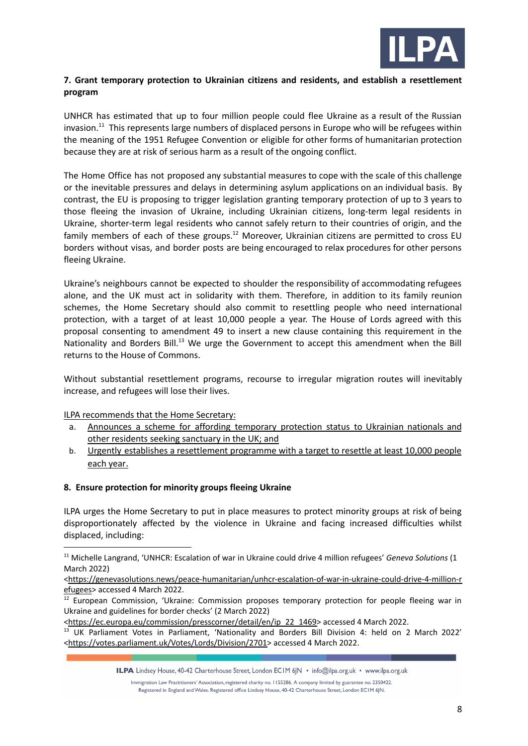**7. Grant temporary protection to Ukrainian citizens and residents, and establish a resettlement program**

UNHCR has estimated that up to four million people could flee Ukraine as a result of the Russian invasion.[11] This represents large numbers of displaced persons in Europe who will be refugees within the meaning of the 1951 Refugee Convention or eligible for other forms of humanitarian protection because they are at risk of serious harm as a result of the ongoing conflict.

The Home Office has not proposed any substantial measures to cope with the scale of this challenge or the inevitable pressures and delays in determining asylum applications on an individual basis. By contrast, the EU is proposing to trigger legislation granting temporary protection of up to 3 years to those fleeing the invasion of Ukraine, including Ukrainian citizens, long-term legal residents in Ukraine, shorter-term legal residents who cannot safely return to their countries of origin, and the family members of each of these groups.[12] Moreover, Ukrainian citizens are permitted to cross EU borders without visas, and border posts are being encouraged to relax procedures for other persons fleeing Ukraine.

Ukraine's neighbours cannot be expected to shoulder the responsibility of accommodating refugees alone, and the UK must act in solidarity with them. Therefore, in addition to its family reunion schemes, the Home Secretary should also commit to resettling people who need international protection, with a target of at least 10,000 people a year. The House of Lords agreed with this proposal consenting to amendment 49 to insert a new clause containing this requirement in the Nationality and Borders Bill.[13] We urge the Government to accept this amendment when the Bill returns to the House of Commons.

Without substantial resettlement programs, recourse to irregular migration routes will inevitably increase, and refugees will lose their lives.

<u>ILPA recommends that the Home Secretary:</u>

a. <u>Announces a scheme for affording temporary protection status to Ukrainian nationals and other residents seeking sanctuary in the UK; and</u>
b. <u>Urgently establishes a resettlement programme with a target to resettle at least 10,000 people each year.</u>

**8. Ensure protection for minority groups fleeing Ukraine**

ILPA urges the Home Secretary to put in place measures to protect minority groups at risk of being disproportionately affected by the violence in Ukraine and facing increased difficulties whilst displaced, including:

---

[11] Michelle Langrand, 'UNHCR: Escalation of war in Ukraine could drive 4 million refugees' *Geneva Solutions* (1 March 2022) <https://genevasolutions.news/peace-humanitarian/unhcr-escalation-of-war-in-ukraine-could-drive-4-million-refugees> accessed 4 March 2022.

[12] European Commission, 'Ukraine: Commission proposes temporary protection for people fleeing war in Ukraine and guidelines for border checks' (2 March 2022) <https://ec.europa.eu/commission/presscorner/detail/en/ip_22_1469> accessed 4 March 2022.

[13] UK Parliament Votes in Parliament, 'Nationality and Borders Bill Division 4: held on 2 March 2022' <https://votes.parliament.uk/Votes/Lords/Division/2701> accessed 4 March 2022.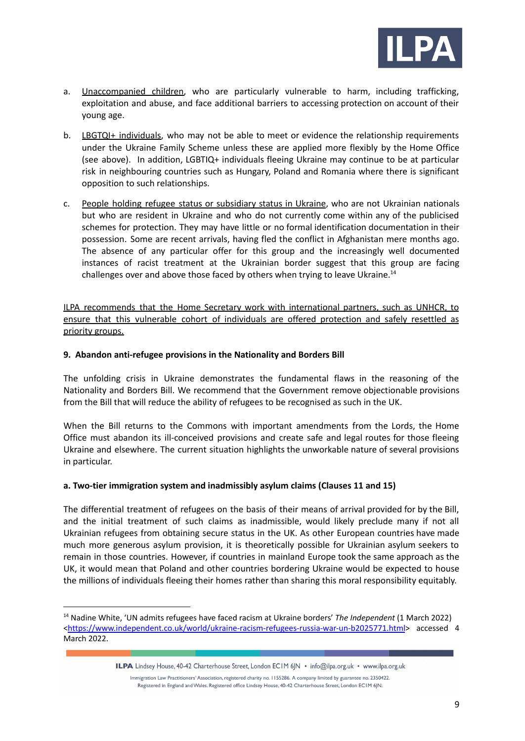a. Unaccompanied children, who are particularly vulnerable to harm, including trafficking, exploitation and abuse, and face additional barriers to accessing protection on account of their young age.

b. LBGTQI+ individuals, who may not be able to meet or evidence the relationship requirements under the Ukraine Family Scheme unless these are applied more flexibly by the Home Office (see above). In addition, LGBTIQ+ individuals fleeing Ukraine may continue to be at particular risk in neighbouring countries such as Hungary, Poland and Romania where there is significant opposition to such relationships.

c. People holding refugee status or subsidiary status in Ukraine, who are not Ukrainian nationals but who are resident in Ukraine and who do not currently come within any of the publicised schemes for protection. They may have little or no formal identification documentation in their possession. Some are recent arrivals, having fled the conflict in Afghanistan mere months ago. The absence of any particular offer for this group and the increasingly well documented instances of racist treatment at the Ukrainian border suggest that this group are facing challenges over and above those faced by others when trying to leave Ukraine.[14]

ILPA recommends that the Home Secretary work with international partners, such as UNHCR, to ensure that this vulnerable cohort of individuals are offered protection and safely resettled as priority groups.

**9. Abandon anti-refugee provisions in the Nationality and Borders Bill**

The unfolding crisis in Ukraine demonstrates the fundamental flaws in the reasoning of the Nationality and Borders Bill. We recommend that the Government remove objectionable provisions from the Bill that will reduce the ability of refugees to be recognised as such in the UK.

When the Bill returns to the Commons with important amendments from the Lords, the Home Office must abandon its ill-conceived provisions and create safe and legal routes for those fleeing Ukraine and elsewhere. The current situation highlights the unworkable nature of several provisions in particular.

**a. Two-tier immigration system and inadmissibly asylum claims (Clauses 11 and 15)**

The differential treatment of refugees on the basis of their means of arrival provided for by the Bill, and the initial treatment of such claims as inadmissible, would likely preclude many if not all Ukrainian refugees from obtaining secure status in the UK. As other European countries have made much more generous asylum provision, it is theoretically possible for Ukrainian asylum seekers to remain in those countries. However, if countries in mainland Europe took the same approach as the UK, it would mean that Poland and other countries bordering Ukraine would be expected to house the millions of individuals fleeing their homes rather than sharing this moral responsibility equitably.

---

[14] Nadine White, 'UN admits refugees have faced racism at Ukraine borders' *The Independent* (1 March 2022) <https://www.independent.co.uk/world/ukraine-racism-refugees-russia-war-un-b2025771.html> accessed 4 March 2022.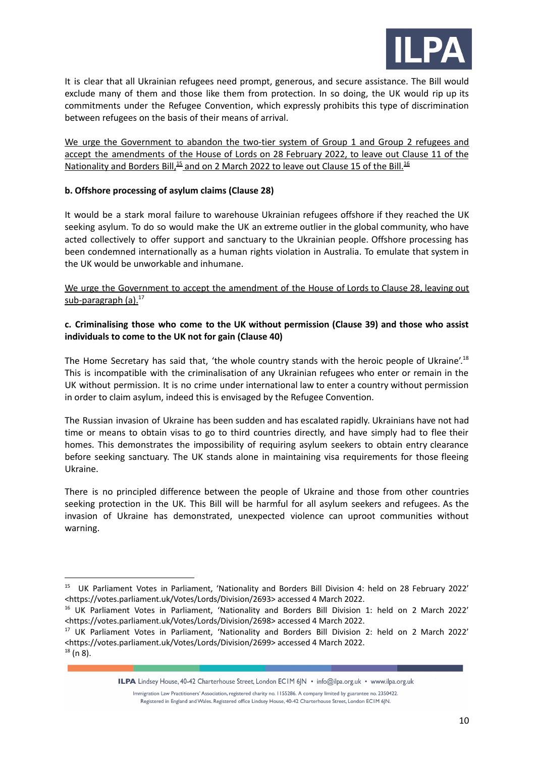It is clear that all Ukrainian refugees need prompt, generous, and secure assistance. The Bill would exclude many of them and those like them from protection. In so doing, the UK would rip up its commitments under the Refugee Convention, which expressly prohibits this type of discrimination between refugees on the basis of their means of arrival.

We urge the Government to abandon the two-tier system of Group 1 and Group 2 refugees and accept the amendments of the House of Lords on 28 February 2022, to leave out Clause 11 of the Nationality and Borders Bill,[15] and on 2 March 2022 to leave out Clause 15 of the Bill.[16]

**b. Offshore processing of asylum claims (Clause 28)**

It would be a stark moral failure to warehouse Ukrainian refugees offshore if they reached the UK seeking asylum. To do so would make the UK an extreme outlier in the global community, who have acted collectively to offer support and sanctuary to the Ukrainian people. Offshore processing has been condemned internationally as a human rights violation in Australia. To emulate that system in the UK would be unworkable and inhumane.

We urge the Government to accept the amendment of the House of Lords to Clause 28, leaving out sub-paragraph (a).[17]

**c. Criminalising those who come to the UK without permission (Clause 39) and those who assist individuals to come to the UK not for gain (Clause 40)**

The Home Secretary has said that, 'the whole country stands with the heroic people of Ukraine'.[18] This is incompatible with the criminalisation of any Ukrainian refugees who enter or remain in the UK without permission. It is no crime under international law to enter a country without permission in order to claim asylum, indeed this is envisaged by the Refugee Convention.

The Russian invasion of Ukraine has been sudden and has escalated rapidly. Ukrainians have not had time or means to obtain visas to go to third countries directly, and have simply had to flee their homes. This demonstrates the impossibility of requiring asylum seekers to obtain entry clearance before seeking sanctuary. The UK stands alone in maintaining visa requirements for those fleeing Ukraine.

There is no principled difference between the people of Ukraine and those from other countries seeking protection in the UK. This Bill will be harmful for all asylum seekers and refugees. As the invasion of Ukraine has demonstrated, unexpected violence can uproot communities without warning.

---

[15] UK Parliament Votes in Parliament, 'Nationality and Borders Bill Division 4: held on 28 February 2022' <https://votes.parliament.uk/Votes/Lords/Division/2693> accessed 4 March 2022.

[16] UK Parliament Votes in Parliament, 'Nationality and Borders Bill Division 1: held on 2 March 2022' <https://votes.parliament.uk/Votes/Lords/Division/2698> accessed 4 March 2022.

[17] UK Parliament Votes in Parliament, 'Nationality and Borders Bill Division 2: held on 2 March 2022' <https://votes.parliament.uk/Votes/Lords/Division/2699> accessed 4 March 2022.

[18] (n 8).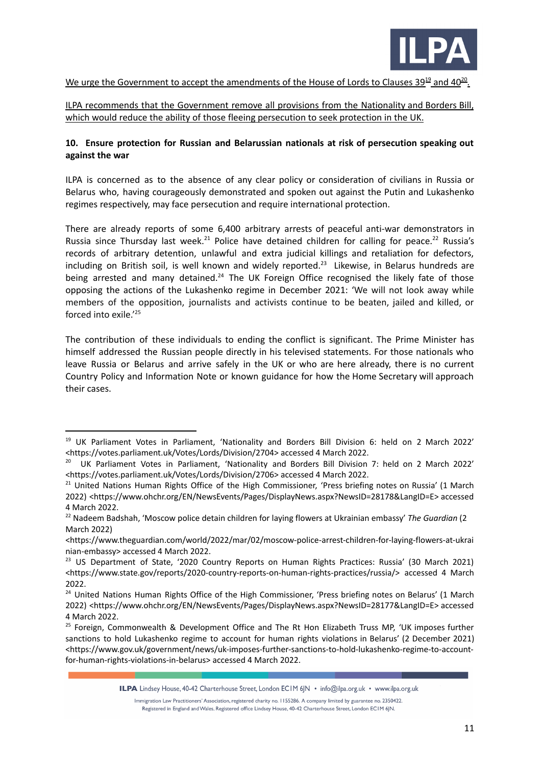We urge the Government to accept the amendments of the House of Lords to Clauses 39[19] and 40[20].

ILPA recommends that the Government remove all provisions from the Nationality and Borders Bill, which would reduce the ability of those fleeing persecution to seek protection in the UK.

**10. Ensure protection for Russian and Belarussian nationals at risk of persecution speaking out against the war**

ILPA is concerned as to the absence of any clear policy or consideration of civilians in Russia or Belarus who, having courageously demonstrated and spoken out against the Putin and Lukashenko regimes respectively, may face persecution and require international protection.

There are already reports of some 6,400 arbitrary arrests of peaceful anti-war demonstrators in Russia since Thursday last week.[21] Police have detained children for calling for peace.[22] Russia's records of arbitrary detention, unlawful and extra judicial killings and retaliation for defectors, including on British soil, is well known and widely reported.[23] Likewise, in Belarus hundreds are being arrested and many detained.[24] The UK Foreign Office recognised the likely fate of those opposing the actions of the Lukashenko regime in December 2021: 'We will not look away while members of the opposition, journalists and activists continue to be beaten, jailed and killed, or forced into exile.'[25]

The contribution of these individuals to ending the conflict is significant. The Prime Minister has himself addressed the Russian people directly in his televised statements. For those nationals who leave Russia or Belarus and arrive safely in the UK or who are here already, there is no current Country Policy and Information Note or known guidance for how the Home Secretary will approach their cases.

---

[19] UK Parliament Votes in Parliament, 'Nationality and Borders Bill Division 6: held on 2 March 2022' <https://votes.parliament.uk/Votes/Lords/Division/2704> accessed 4 March 2022.

[20] UK Parliament Votes in Parliament, 'Nationality and Borders Bill Division 7: held on 2 March 2022' <https://votes.parliament.uk/Votes/Lords/Division/2706> accessed 4 March 2022.

[21] United Nations Human Rights Office of the High Commissioner, 'Press briefing notes on Russia' (1 March 2022) <https://www.ohchr.org/EN/NewsEvents/Pages/DisplayNews.aspx?NewsID=28178&LangID=E> accessed 4 March 2022.

[22] Nadeem Badshah, 'Moscow police detain children for laying flowers at Ukrainian embassy' *The Guardian* (2 March 2022) <https://www.theguardian.com/world/2022/mar/02/moscow-police-arrest-children-for-laying-flowers-at-ukrainian-embassy> accessed 4 March 2022.

[23] US Department of State, '2020 Country Reports on Human Rights Practices: Russia' (30 March 2021) <https://www.state.gov/reports/2020-country-reports-on-human-rights-practices/russia/> accessed 4 March 2022.

[24] United Nations Human Rights Office of the High Commissioner, 'Press briefing notes on Belarus' (1 March 2022) <https://www.ohchr.org/EN/NewsEvents/Pages/DisplayNews.aspx?NewsID=28177&LangID=E> accessed 4 March 2022.

[25] Foreign, Commonwealth & Development Office and The Rt Hon Elizabeth Truss MP, 'UK imposes further sanctions to hold Lukashenko regime to account for human rights violations in Belarus' (2 December 2021) <https://www.gov.uk/government/news/uk-imposes-further-sanctions-to-hold-lukashenko-regime-to-account-for-human-rights-violations-in-belarus> accessed 4 March 2022.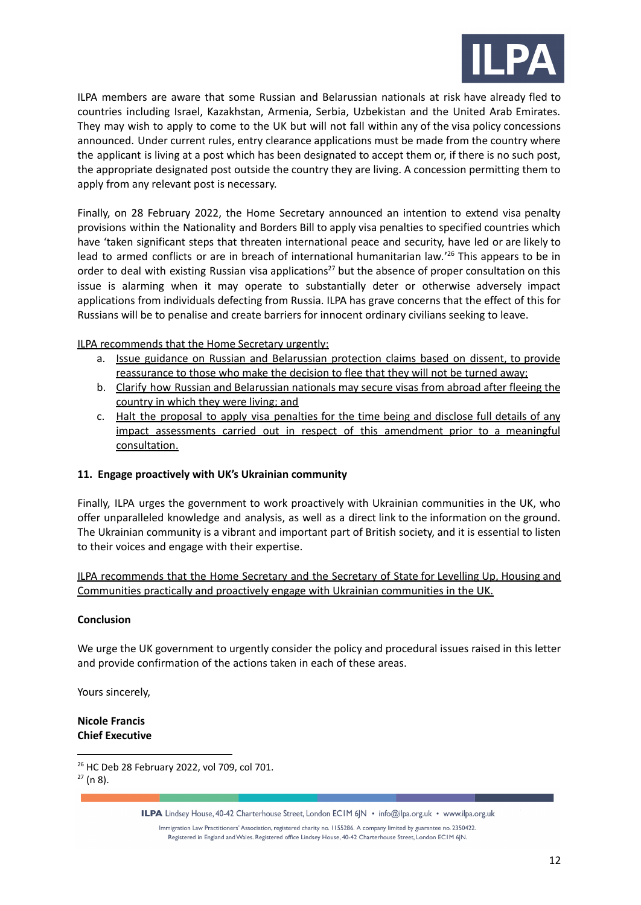ILPA members are aware that some Russian and Belarussian nationals at risk have already fled to countries including Israel, Kazakhstan, Armenia, Serbia, Uzbekistan and the United Arab Emirates. They may wish to apply to come to the UK but will not fall within any of the visa policy concessions announced. Under current rules, entry clearance applications must be made from the country where the applicant is living at a post which has been designated to accept them or, if there is no such post, the appropriate designated post outside the country they are living. A concession permitting them to apply from any relevant post is necessary.

Finally, on 28 February 2022, the Home Secretary announced an intention to extend visa penalty provisions within the Nationality and Borders Bill to apply visa penalties to specified countries which have 'taken significant steps that threaten international peace and security, have led or are likely to lead to armed conflicts or are in breach of international humanitarian law.'[26] This appears to be in order to deal with existing Russian visa applications[27] but the absence of proper consultation on this issue is alarming when it may operate to substantially deter or otherwise adversely impact applications from individuals defecting from Russia. ILPA has grave concerns that the effect of this for Russians will be to penalise and create barriers for innocent ordinary civilians seeking to leave.

ILPA recommends that the Home Secretary urgently:

a. Issue guidance on Russian and Belarussian protection claims based on dissent, to provide reassurance to those who make the decision to flee that they will not be turned away;
b. Clarify how Russian and Belarussian nationals may secure visas from abroad after fleeing the country in which they were living; and
c. Halt the proposal to apply visa penalties for the time being and disclose full details of any impact assessments carried out in respect of this amendment prior to a meaningful consultation.

**11. Engage proactively with UK's Ukrainian community**

Finally, ILPA urges the government to work proactively with Ukrainian communities in the UK, who offer unparalleled knowledge and analysis, as well as a direct link to the information on the ground. The Ukrainian community is a vibrant and important part of British society, and it is essential to listen to their voices and engage with their expertise.

ILPA recommends that the Home Secretary and the Secretary of State for Levelling Up, Housing and Communities practically and proactively engage with Ukrainian communities in the UK.

**Conclusion**

We urge the UK government to urgently consider the policy and procedural issues raised in this letter and provide confirmation of the actions taken in each of these areas.

Yours sincerely,

**Nicole Francis**
**Chief Executive**

[26] HC Deb 28 February 2022, vol 709, col 701.
[27] (n 8).

ILPA Lindsey House, 40-42 Charterhouse Street, London EC1M 6JN • info@ilpa.org.uk • www.ilpa.org.uk

Immigration Law Practitioners' Association, registered charity no. 1155286. A company limited by guarantee no. 2350422. Registered in England and Wales. Registered office Lindsey House, 40-42 Charterhouse Street, London EC1M 6JN.